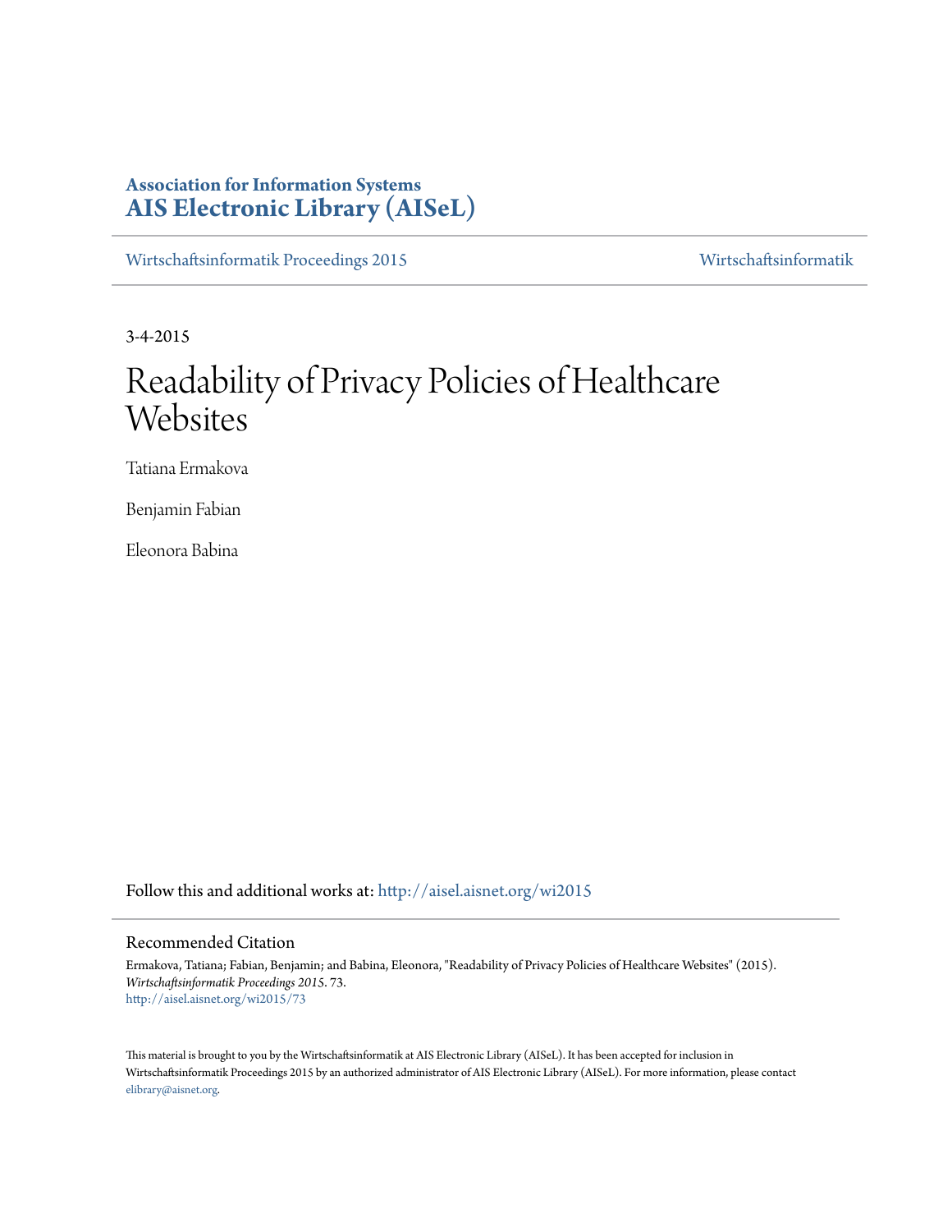**Association for Information Systems**
**AIS Electronic Library (AISeL)**

Wirtschaftsinformatik Proceedings 2015 | Wirtschaftsinformatik

3-4-2015

# Readability of Privacy Policies of Healthcare Websites

Tatiana Ermakova

Benjamin Fabian

Eleonora Babina

Follow this and additional works at: http://aisel.aisnet.org/wi2015

## Recommended Citation

Ermakova, Tatiana; Fabian, Benjamin; and Babina, Eleonora, "Readability of Privacy Policies of Healthcare Websites" (2015). *Wirtschaftsinformatik Proceedings 2015*. 73.
http://aisel.aisnet.org/wi2015/73

This material is brought to you by the Wirtschaftsinformatik at AIS Electronic Library (AISeL). It has been accepted for inclusion in Wirtschaftsinformatik Proceedings 2015 by an authorized administrator of AIS Electronic Library (AISeL). For more information, please contact elibrary@aisnet.org.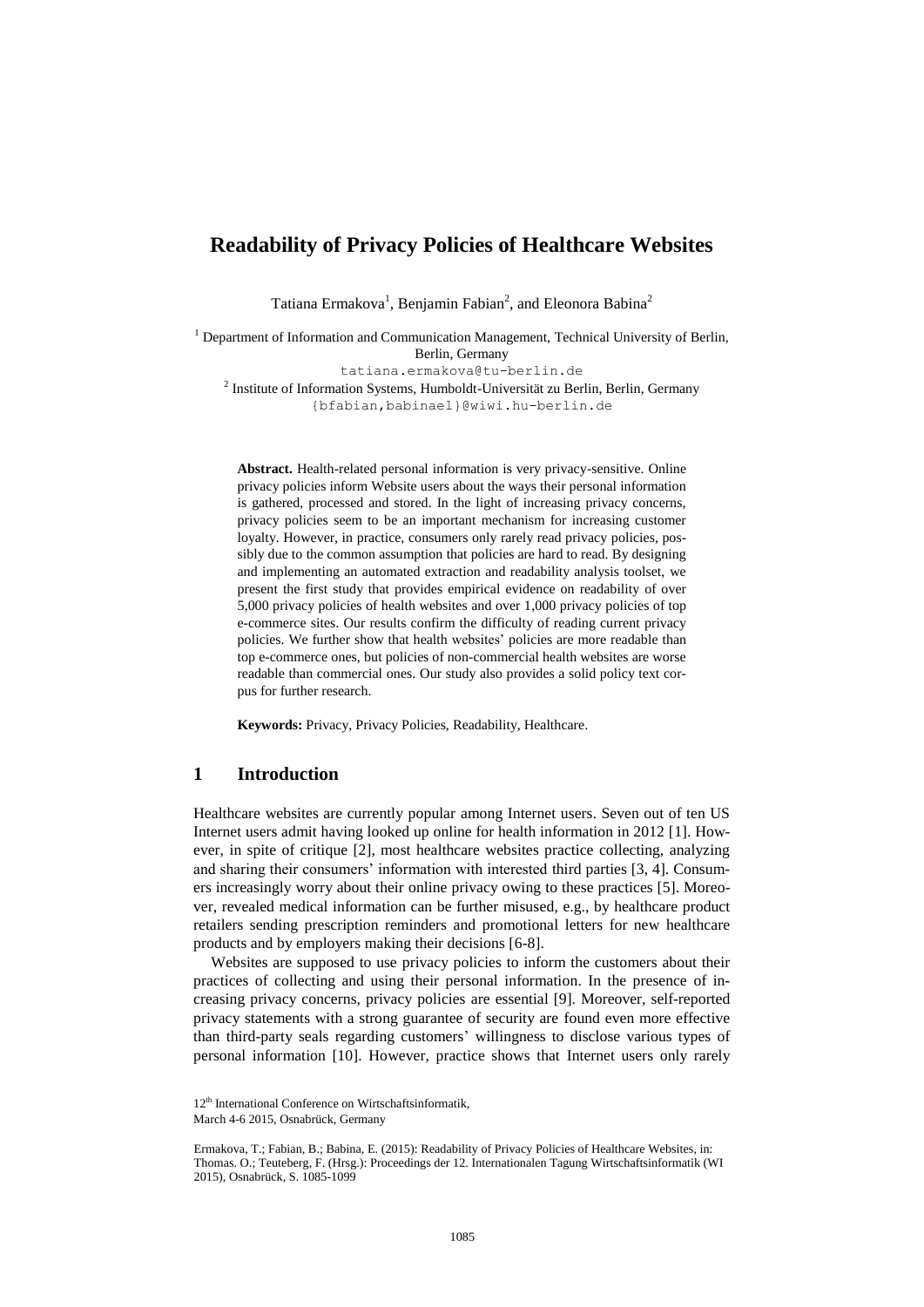# Readability of Privacy Policies of Healthcare Websites

Tatiana Ermakova[1], Benjamin Fabian[2], and Eleonora Babina[2]

[1] Department of Information and Communication Management, Technical University of Berlin, Berlin, Germany
tatiana.ermakova@tu-berlin.de
[2] Institute of Information Systems, Humboldt-Universität zu Berlin, Berlin, Germany
{bfabian,babinael}@wiwi.hu-berlin.de

**Abstract.** Health-related personal information is very privacy-sensitive. Online privacy policies inform Website users about the ways their personal information is gathered, processed and stored. In the light of increasing privacy concerns, privacy policies seem to be an important mechanism for increasing customer loyalty. However, in practice, consumers only rarely read privacy policies, possibly due to the common assumption that policies are hard to read. By designing and implementing an automated extraction and readability analysis toolset, we present the first study that provides empirical evidence on readability of over 5,000 privacy policies of health websites and over 1,000 privacy policies of top e-commerce sites. Our results confirm the difficulty of reading current privacy policies. We further show that health websites' policies are more readable than top e-commerce ones, but policies of non-commercial health websites are worse readable than commercial ones. Our study also provides a solid policy text corpus for further research.

**Keywords:** Privacy, Privacy Policies, Readability, Healthcare.

## 1 Introduction

Healthcare websites are currently popular among Internet users. Seven out of ten US Internet users admit having looked up online for health information in 2012 [1]. However, in spite of critique [2], most healthcare websites practice collecting, analyzing and sharing their consumers' information with interested third parties [3, 4]. Consumers increasingly worry about their online privacy owing to these practices [5]. Moreover, revealed medical information can be further misused, e.g., by healthcare product retailers sending prescription reminders and promotional letters for new healthcare products and by employers making their decisions [6-8].

Websites are supposed to use privacy policies to inform the customers about their practices of collecting and using their personal information. In the presence of increasing privacy concerns, privacy policies are essential [9]. Moreover, self-reported privacy statements with a strong guarantee of security are found even more effective than third-party seals regarding customers' willingness to disclose various types of personal information [10]. However, practice shows that Internet users only rarely

12th International Conference on Wirtschaftsinformatik,
March 4-6 2015, Osnabrück, Germany

Ermakova, T.; Fabian, B.; Babina, E. (2015): Readability of Privacy Policies of Healthcare Websites, in: Thomas. O.; Teuteberg, F. (Hrsg.): Proceedings der 12. Internationalen Tagung Wirtschaftsinformatik (WI 2015), Osnabrück, S. 1085-1099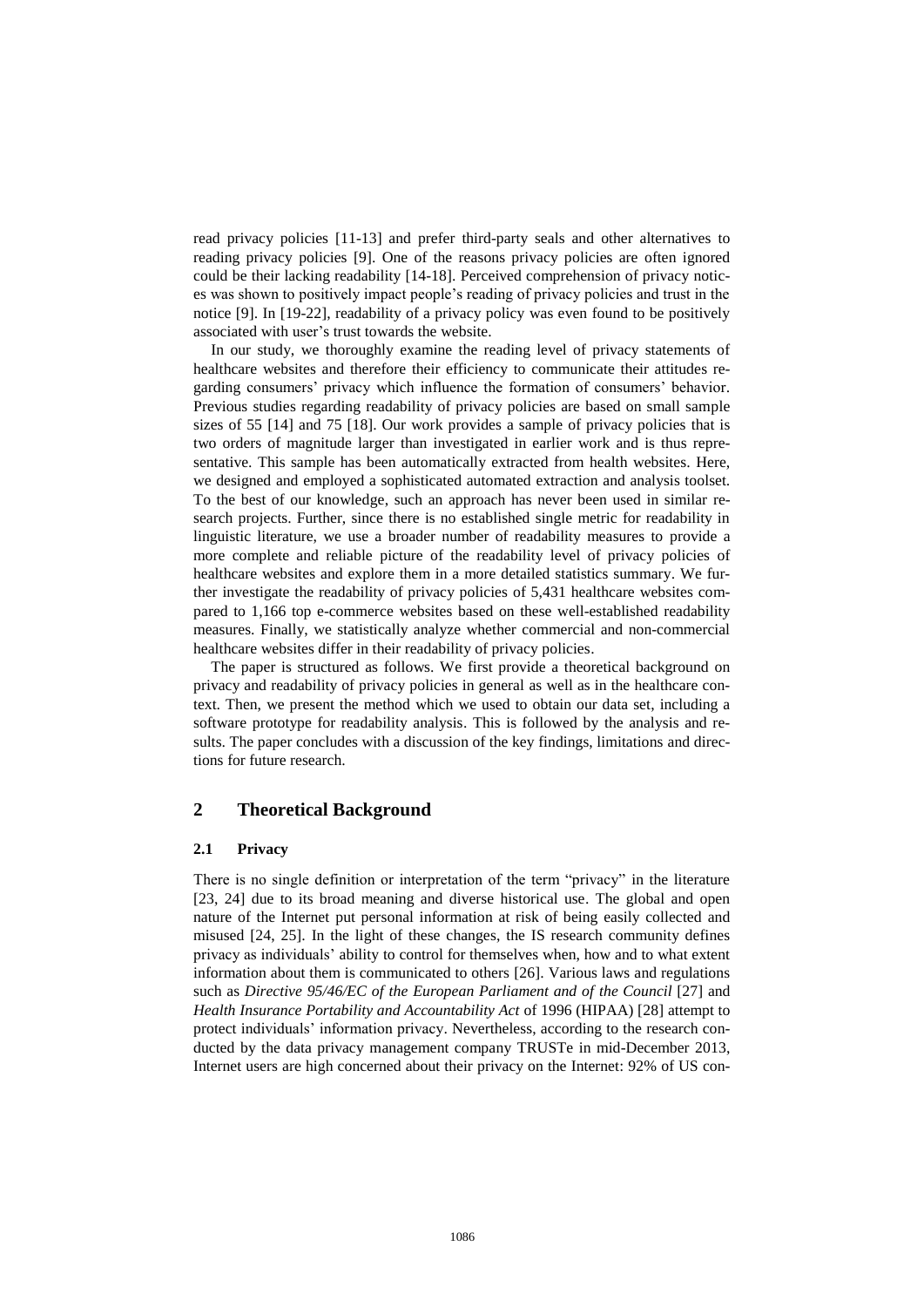read privacy policies [11-13] and prefer third-party seals and other alternatives to reading privacy policies [9]. One of the reasons privacy policies are often ignored could be their lacking readability [14-18]. Perceived comprehension of privacy notices was shown to positively impact people's reading of privacy policies and trust in the notice [9]. In [19-22], readability of a privacy policy was even found to be positively associated with user's trust towards the website.

In our study, we thoroughly examine the reading level of privacy statements of healthcare websites and therefore their efficiency to communicate their attitudes regarding consumers' privacy which influence the formation of consumers' behavior. Previous studies regarding readability of privacy policies are based on small sample sizes of 55 [14] and 75 [18]. Our work provides a sample of privacy policies that is two orders of magnitude larger than investigated in earlier work and is thus representative. This sample has been automatically extracted from health websites. Here, we designed and employed a sophisticated automated extraction and analysis toolset. To the best of our knowledge, such an approach has never been used in similar research projects. Further, since there is no established single metric for readability in linguistic literature, we use a broader number of readability measures to provide a more complete and reliable picture of the readability level of privacy policies of healthcare websites and explore them in a more detailed statistics summary. We further investigate the readability of privacy policies of 5,431 healthcare websites compared to 1,166 top e-commerce websites based on these well-established readability measures. Finally, we statistically analyze whether commercial and non-commercial healthcare websites differ in their readability of privacy policies.

The paper is structured as follows. We first provide a theoretical background on privacy and readability of privacy policies in general as well as in the healthcare context. Then, we present the method which we used to obtain our data set, including a software prototype for readability analysis. This is followed by the analysis and results. The paper concludes with a discussion of the key findings, limitations and directions for future research.

## 2 Theoretical Background

### 2.1 Privacy

There is no single definition or interpretation of the term "privacy" in the literature [23, 24] due to its broad meaning and diverse historical use. The global and open nature of the Internet put personal information at risk of being easily collected and misused [24, 25]. In the light of these changes, the IS research community defines privacy as individuals' ability to control for themselves when, how and to what extent information about them is communicated to others [26]. Various laws and regulations such as *Directive 95/46/EC of the European Parliament and of the Council* [27] and *Health Insurance Portability and Accountability Act* of 1996 (HIPAA) [28] attempt to protect individuals' information privacy. Nevertheless, according to the research conducted by the data privacy management company TRUSTe in mid-December 2013, Internet users are high concerned about their privacy on the Internet: 92% of US con-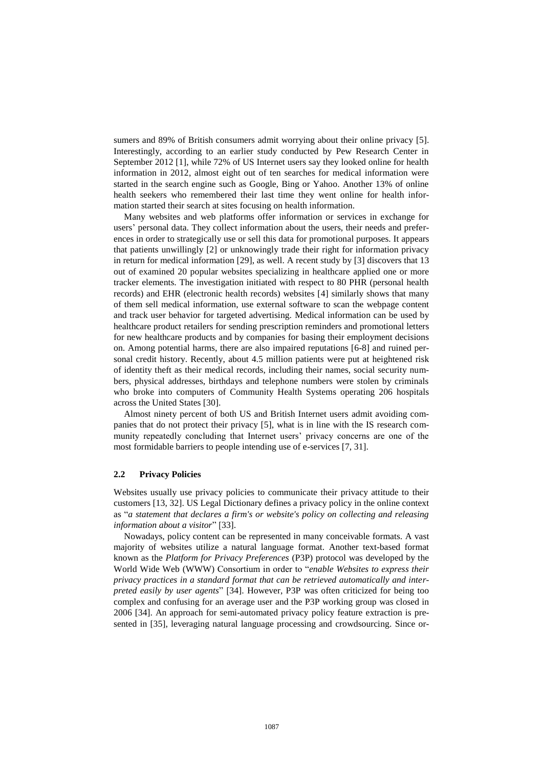sumers and 89% of British consumers admit worrying about their online privacy [5]. Interestingly, according to an earlier study conducted by Pew Research Center in September 2012 [1], while 72% of US Internet users say they looked online for health information in 2012, almost eight out of ten searches for medical information were started in the search engine such as Google, Bing or Yahoo. Another 13% of online health seekers who remembered their last time they went online for health information started their search at sites focusing on health information.

Many websites and web platforms offer information or services in exchange for users' personal data. They collect information about the users, their needs and preferences in order to strategically use or sell this data for promotional purposes. It appears that patients unwillingly [2] or unknowingly trade their right for information privacy in return for medical information [29], as well. A recent study by [3] discovers that 13 out of examined 20 popular websites specializing in healthcare applied one or more tracker elements. The investigation initiated with respect to 80 PHR (personal health records) and EHR (electronic health records) websites [4] similarly shows that many of them sell medical information, use external software to scan the webpage content and track user behavior for targeted advertising. Medical information can be used by healthcare product retailers for sending prescription reminders and promotional letters for new healthcare products and by companies for basing their employment decisions on. Among potential harms, there are also impaired reputations [6-8] and ruined personal credit history. Recently, about 4.5 million patients were put at heightened risk of identity theft as their medical records, including their names, social security numbers, physical addresses, birthdays and telephone numbers were stolen by criminals who broke into computers of Community Health Systems operating 206 hospitals across the United States [30].

Almost ninety percent of both US and British Internet users admit avoiding companies that do not protect their privacy [5], what is in line with the IS research community repeatedly concluding that Internet users' privacy concerns are one of the most formidable barriers to people intending use of e-services [7, 31].

### 2.2 Privacy Policies

Websites usually use privacy policies to communicate their privacy attitude to their customers [13, 32]. US Legal Dictionary defines a privacy policy in the online context as "*a statement that declares a firm's or website's policy on collecting and releasing information about a visitor*" [33].

Nowadays, policy content can be represented in many conceivable formats. A vast majority of websites utilize a natural language format. Another text-based format known as the *Platform for Privacy Preferences* (P3P) protocol was developed by the World Wide Web (WWW) Consortium in order to "*enable Websites to express their privacy practices in a standard format that can be retrieved automatically and interpreted easily by user agents*" [34]. However, P3P was often criticized for being too complex and confusing for an average user and the P3P working group was closed in 2006 [34]. An approach for semi-automated privacy policy feature extraction is presented in [35], leveraging natural language processing and crowdsourcing. Since or-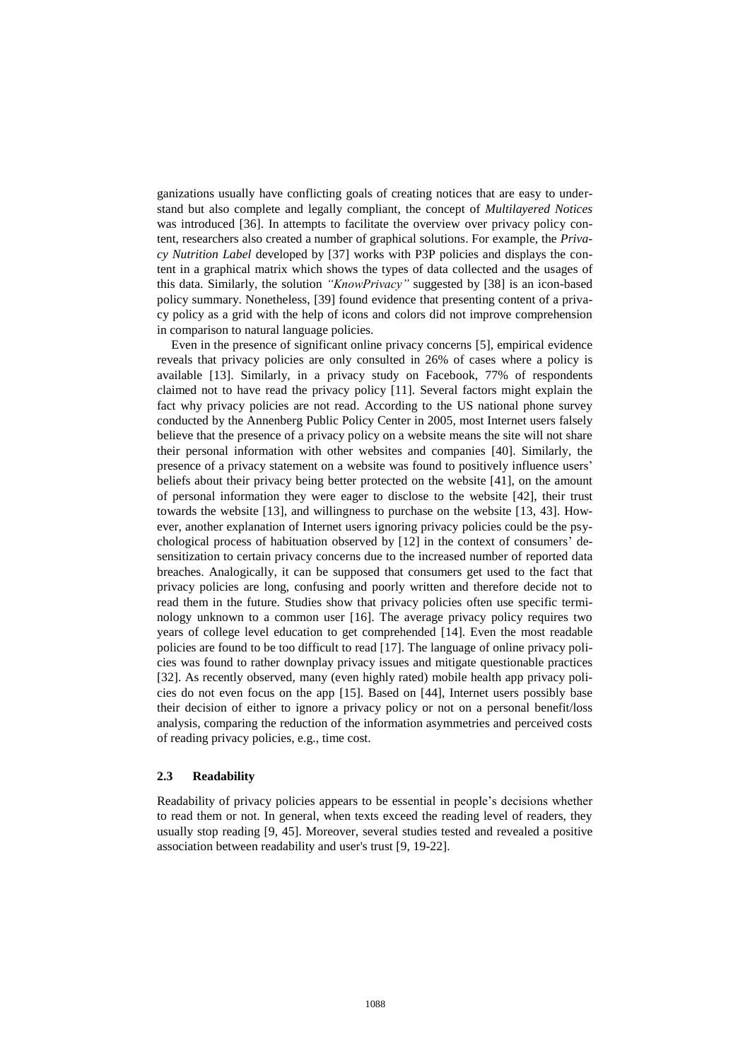ganizations usually have conflicting goals of creating notices that are easy to understand but also complete and legally compliant, the concept of *Multilayered Notices* was introduced [36]. In attempts to facilitate the overview over privacy policy content, researchers also created a number of graphical solutions. For example, the *Privacy Nutrition Label* developed by [37] works with P3P policies and displays the content in a graphical matrix which shows the types of data collected and the usages of this data. Similarly, the solution *"KnowPrivacy"* suggested by [38] is an icon-based policy summary. Nonetheless, [39] found evidence that presenting content of a privacy policy as a grid with the help of icons and colors did not improve comprehension in comparison to natural language policies.

Even in the presence of significant online privacy concerns [5], empirical evidence reveals that privacy policies are only consulted in 26% of cases where a policy is available [13]. Similarly, in a privacy study on Facebook, 77% of respondents claimed not to have read the privacy policy [11]. Several factors might explain the fact why privacy policies are not read. According to the US national phone survey conducted by the Annenberg Public Policy Center in 2005, most Internet users falsely believe that the presence of a privacy policy on a website means the site will not share their personal information with other websites and companies [40]. Similarly, the presence of a privacy statement on a website was found to positively influence users' beliefs about their privacy being better protected on the website [41], on the amount of personal information they were eager to disclose to the website [42], their trust towards the website [13], and willingness to purchase on the website [13, 43]. However, another explanation of Internet users ignoring privacy policies could be the psychological process of habituation observed by [12] in the context of consumers' desensitization to certain privacy concerns due to the increased number of reported data breaches. Analogically, it can be supposed that consumers get used to the fact that privacy policies are long, confusing and poorly written and therefore decide not to read them in the future. Studies show that privacy policies often use specific terminology unknown to a common user [16]. The average privacy policy requires two years of college level education to get comprehended [14]. Even the most readable policies are found to be too difficult to read [17]. The language of online privacy policies was found to rather downplay privacy issues and mitigate questionable practices [32]. As recently observed, many (even highly rated) mobile health app privacy policies do not even focus on the app [15]. Based on [44], Internet users possibly base their decision of either to ignore a privacy policy or not on a personal benefit/loss analysis, comparing the reduction of the information asymmetries and perceived costs of reading privacy policies, e.g., time cost.

### 2.3 Readability

Readability of privacy policies appears to be essential in people's decisions whether to read them or not. In general, when texts exceed the reading level of readers, they usually stop reading [9, 45]. Moreover, several studies tested and revealed a positive association between readability and user's trust [9, 19-22].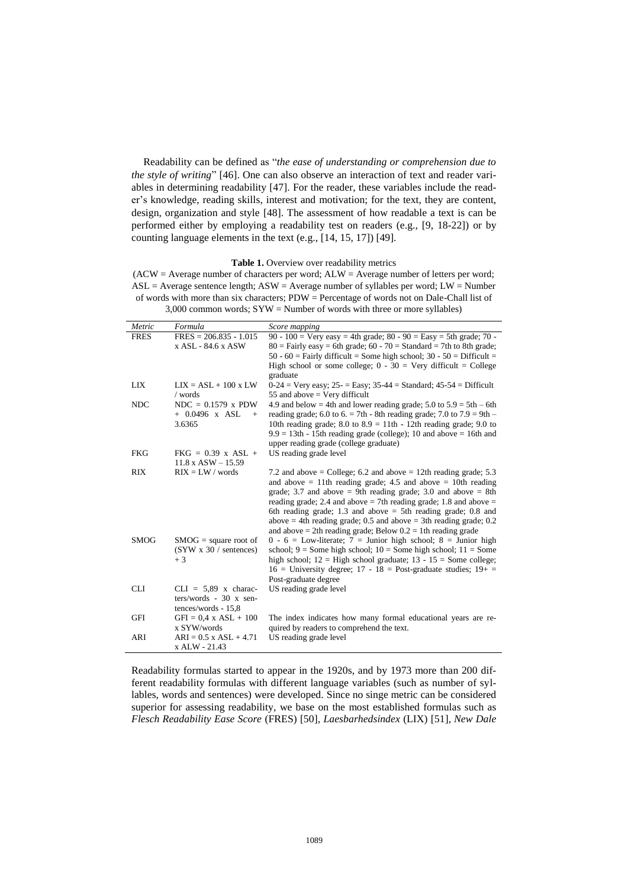Readability can be defined as "*the ease of understanding or comprehension due to the style of writing*" [46]. One can also observe an interaction of text and reader variables in determining readability [47]. For the reader, these variables include the reader's knowledge, reading skills, interest and motivation; for the text, they are content, design, organization and style [48]. The assessment of how readable a text is can be performed either by employing a readability test on readers (e.g., [9, 18-22]) or by counting language elements in the text (e.g., [14, 15, 17]) [49].

**Table 1.** Overview over readability metrics
(ACW = Average number of characters per word; ALW = Average number of letters per word; ASL = Average sentence length; ASW = Average number of syllables per word; LW = Number of words with more than six characters; PDW = Percentage of words not on Dale-Chall list of 3,000 common words; SYW = Number of words with three or more syllables)

| *Metric* | *Formula* | *Score mapping* |
|---|---|---|
| FRES | FRES = 206.835 - 1.015 x ASL - 84.6 x ASW | 90 - 100 = Very easy = 4th grade; 80 - 90 = Easy = 5th grade; 70 - 80 = Fairly easy = 6th grade; 60 - 70 = Standard = 7th to 8th grade; 50 - 60 = Fairly difficult = Some high school; 30 - 50 = Difficult = High school or some college; 0 - 30 = Very difficult = College graduate |
| LIX | LIX = ASL + 100 x LW / words | 0-24 = Very easy; 25- = Easy; 35-44 = Standard; 45-54 = Difficult 55 and above = Very difficult |
| NDC | NDC = 0.1579 x PDW + 0.0496 x ASL + 3.6365 | 4.9 and below = 4th and lower reading grade; 5.0 to 5.9 = 5th – 6th reading grade; 6.0 to 6. = 7th - 8th reading grade; 7.0 to 7.9 = 9th – 10th reading grade; 8.0 to 8.9 = 11th - 12th reading grade; 9.0 to 9.9 = 13th - 15th reading grade (college); 10 and above = 16th and upper reading grade (college graduate) |
| FKG | FKG = 0.39 x ASL + 11.8 x ASW – 15.59 | US reading grade level |
| RIX | RIX = LW / words | 7.2 and above = College; 6.2 and above = 12th reading grade; 5.3 and above = 11th reading grade; 4.5 and above = 10th reading grade; 3.7 and above = 9th reading grade; 3.0 and above = 8th reading grade; 2.4 and above = 7th reading grade; 1.8 and above = 6th reading grade; 1.3 and above = 5th reading grade; 0.8 and above = 4th reading grade; 0.5 and above = 3th reading grade; 0.2 and above = 2th reading grade; Below 0.2 = 1th reading grade |
| SMOG | SMOG = square root of (SYW x 30 / sentences) + 3 | 0 - 6 = Low-literate; 7 = Junior high school; 8 = Junior high school; 9 = Some high school; 10 = Some high school; 11 = Some high school; 12 = High school graduate; 13 - 15 = Some college; 16 = University degree; 17 - 18 = Post-graduate studies; 19+ = Post-graduate degree |
| CLI | CLI = 5,89 x characters/words - 30 x sentences/words - 15,8 | US reading grade level |
| GFI | GFI = 0,4 x ASL + 100 x SYW/words | The index indicates how many formal educational years are required by readers to comprehend the text. |
| ARI | ARI = 0.5 x ASL + 4.71 x ALW - 21.43 | US reading grade level |

Readability formulas started to appear in the 1920s, and by 1973 more than 200 different readability formulas with different language variables (such as number of syllables, words and sentences) were developed. Since no singe metric can be considered superior for assessing readability, we base on the most established formulas such as *Flesch Readability Ease Score* (FRES) [50], *Laesbarhedsindex* (LIX) [51], *New Dale*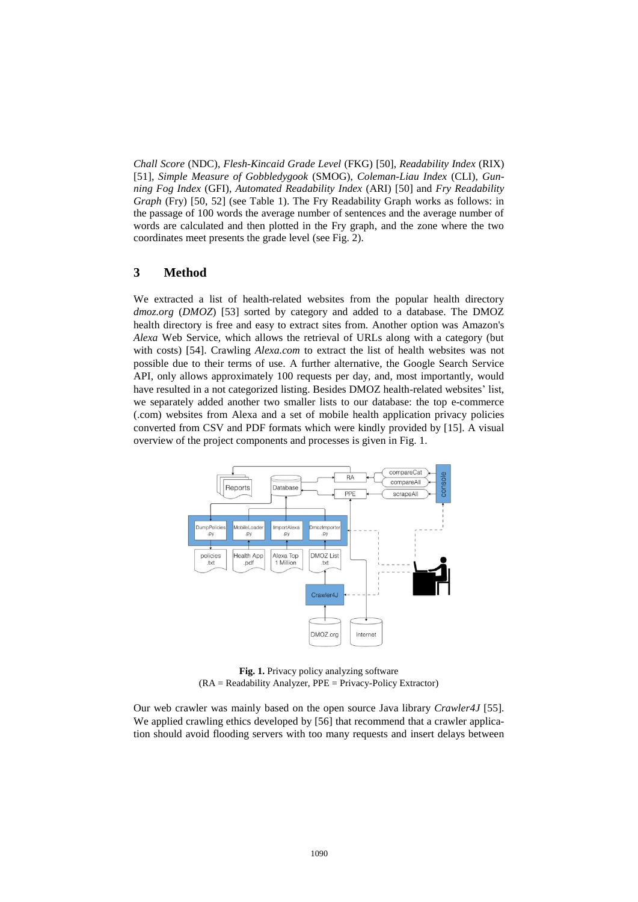*Chall Score* (NDC), *Flesh-Kincaid Grade Level* (FKG) [50], *Readability Index* (RIX) [51], *Simple Measure of Gobbledygook* (SMOG), *Coleman-Liau Index* (CLI), *Gunning Fog Index* (GFI), *Automated Readability Index* (ARI) [50] and *Fry Readability Graph* (Fry) [50, 52] (see Table 1). The Fry Readability Graph works as follows: in the passage of 100 words the average number of sentences and the average number of words are calculated and then plotted in the Fry graph, and the zone where the two coordinates meet presents the grade level (see Fig. 2).

## 3 Method

We extracted a list of health-related websites from the popular health directory *dmoz.org* (*DMOZ*) [53] sorted by category and added to a database. The DMOZ health directory is free and easy to extract sites from. Another option was Amazon's *Alexa* Web Service, which allows the retrieval of URLs along with a category (but with costs) [54]. Crawling *Alexa.com* to extract the list of health websites was not possible due to their terms of use. A further alternative, the Google Search Service API, only allows approximately 100 requests per day, and, most importantly, would have resulted in a not categorized listing. Besides DMOZ health-related websites' list, we separately added another two smaller lists to our database: the top e-commerce (.com) websites from Alexa and a set of mobile health application privacy policies converted from CSV and PDF formats which were kindly provided by [15]. A visual overview of the project components and processes is given in Fig. 1.

**Fig. 1.** Privacy policy analyzing software
(RA = Readability Analyzer, PPE = Privacy-Policy Extractor)

Our web crawler was mainly based on the open source Java library *Crawler4J* [55]. We applied crawling ethics developed by [56] that recommend that a crawler application should avoid flooding servers with too many requests and insert delays between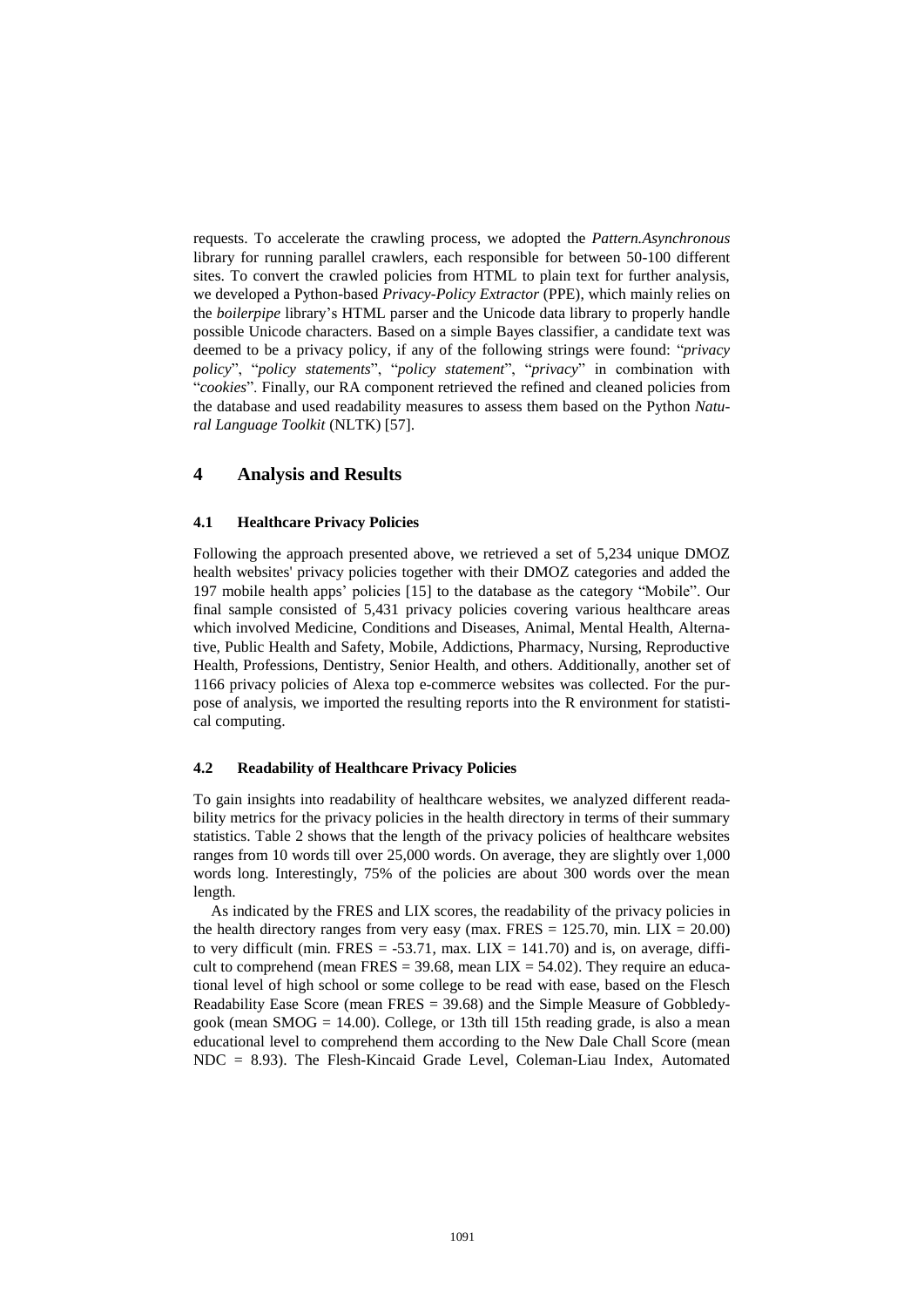requests. To accelerate the crawling process, we adopted the *Pattern.Asynchronous* library for running parallel crawlers, each responsible for between 50-100 different sites. To convert the crawled policies from HTML to plain text for further analysis, we developed a Python-based *Privacy-Policy Extractor* (PPE), which mainly relies on the *boilerpipe* library's HTML parser and the Unicode data library to properly handle possible Unicode characters. Based on a simple Bayes classifier, a candidate text was deemed to be a privacy policy, if any of the following strings were found: "*privacy policy*", "*policy statements*", "*policy statement*", "*privacy*" in combination with "*cookies*". Finally, our RA component retrieved the refined and cleaned policies from the database and used readability measures to assess them based on the Python *Natural Language Toolkit* (NLTK) [57].

## 4 Analysis and Results

### 4.1 Healthcare Privacy Policies

Following the approach presented above, we retrieved a set of 5,234 unique DMOZ health websites' privacy policies together with their DMOZ categories and added the 197 mobile health apps' policies [15] to the database as the category "Mobile". Our final sample consisted of 5,431 privacy policies covering various healthcare areas which involved Medicine, Conditions and Diseases, Animal, Mental Health, Alternative, Public Health and Safety, Mobile, Addictions, Pharmacy, Nursing, Reproductive Health, Professions, Dentistry, Senior Health, and others. Additionally, another set of 1166 privacy policies of Alexa top e-commerce websites was collected. For the purpose of analysis, we imported the resulting reports into the R environment for statistical computing.

### 4.2 Readability of Healthcare Privacy Policies

To gain insights into readability of healthcare websites, we analyzed different readability metrics for the privacy policies in the health directory in terms of their summary statistics. Table 2 shows that the length of the privacy policies of healthcare websites ranges from 10 words till over 25,000 words. On average, they are slightly over 1,000 words long. Interestingly, 75% of the policies are about 300 words over the mean length.

As indicated by the FRES and LIX scores, the readability of the privacy policies in the health directory ranges from very easy (max. FRES = 125.70, min. LIX = 20.00) to very difficult (min. FRES = -53.71, max. LIX = 141.70) and is, on average, difficult to comprehend (mean FRES = 39.68, mean LIX = 54.02). They require an educational level of high school or some college to be read with ease, based on the Flesch Readability Ease Score (mean FRES = 39.68) and the Simple Measure of Gobbledygook (mean SMOG = 14.00). College, or 13th till 15th reading grade, is also a mean educational level to comprehend them according to the New Dale Chall Score (mean NDC = 8.93). The Flesh-Kincaid Grade Level, Coleman-Liau Index, Automated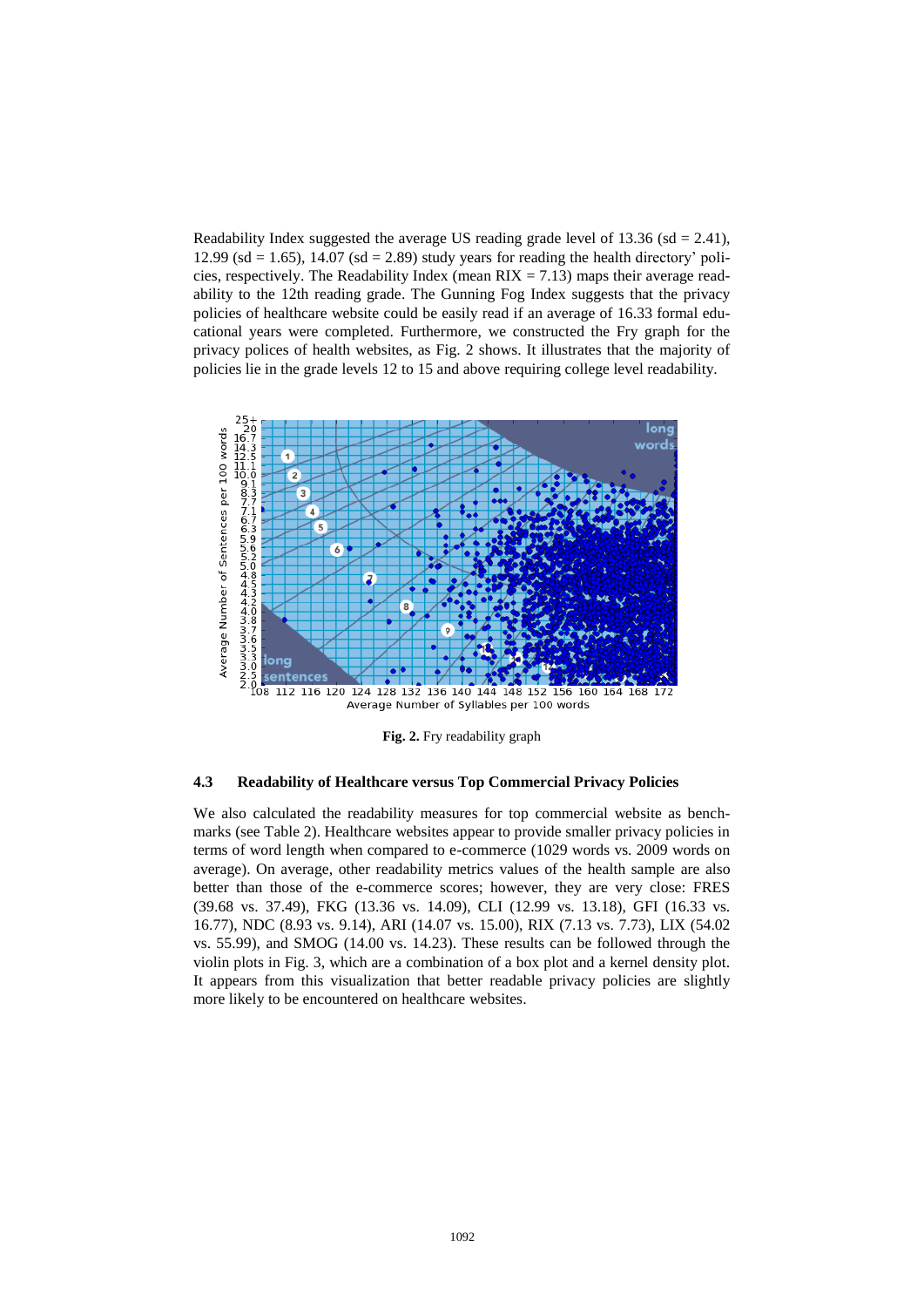Readability Index suggested the average US reading grade level of 13.36 (sd = 2.41), 12.99 (sd = 1.65), 14.07 (sd = 2.89) study years for reading the health directory' policies, respectively. The Readability Index (mean RIX = 7.13) maps their average readability to the 12th reading grade. The Gunning Fog Index suggests that the privacy policies of healthcare website could be easily read if an average of 16.33 formal educational years were completed. Furthermore, we constructed the Fry graph for the privacy polices of health websites, as Fig. 2 shows. It illustrates that the majority of policies lie in the grade levels 12 to 15 and above requiring college level readability.

**Fig. 2.** Fry readability graph

### 4.3 Readability of Healthcare versus Top Commercial Privacy Policies

We also calculated the readability measures for top commercial website as benchmarks (see Table 2). Healthcare websites appear to provide smaller privacy policies in terms of word length when compared to e-commerce (1029 words vs. 2009 words on average). On average, other readability metrics values of the health sample are also better than those of the e-commerce scores; however, they are very close: FRES (39.68 vs. 37.49), FKG (13.36 vs. 14.09), CLI (12.99 vs. 13.18), GFI (16.33 vs. 16.77), NDC (8.93 vs. 9.14), ARI (14.07 vs. 15.00), RIX (7.13 vs. 7.73), LIX (54.02 vs. 55.99), and SMOG (14.00 vs. 14.23). These results can be followed through the violin plots in Fig. 3, which are a combination of a box plot and a kernel density plot. It appears from this visualization that better readable privacy policies are slightly more likely to be encountered on healthcare websites.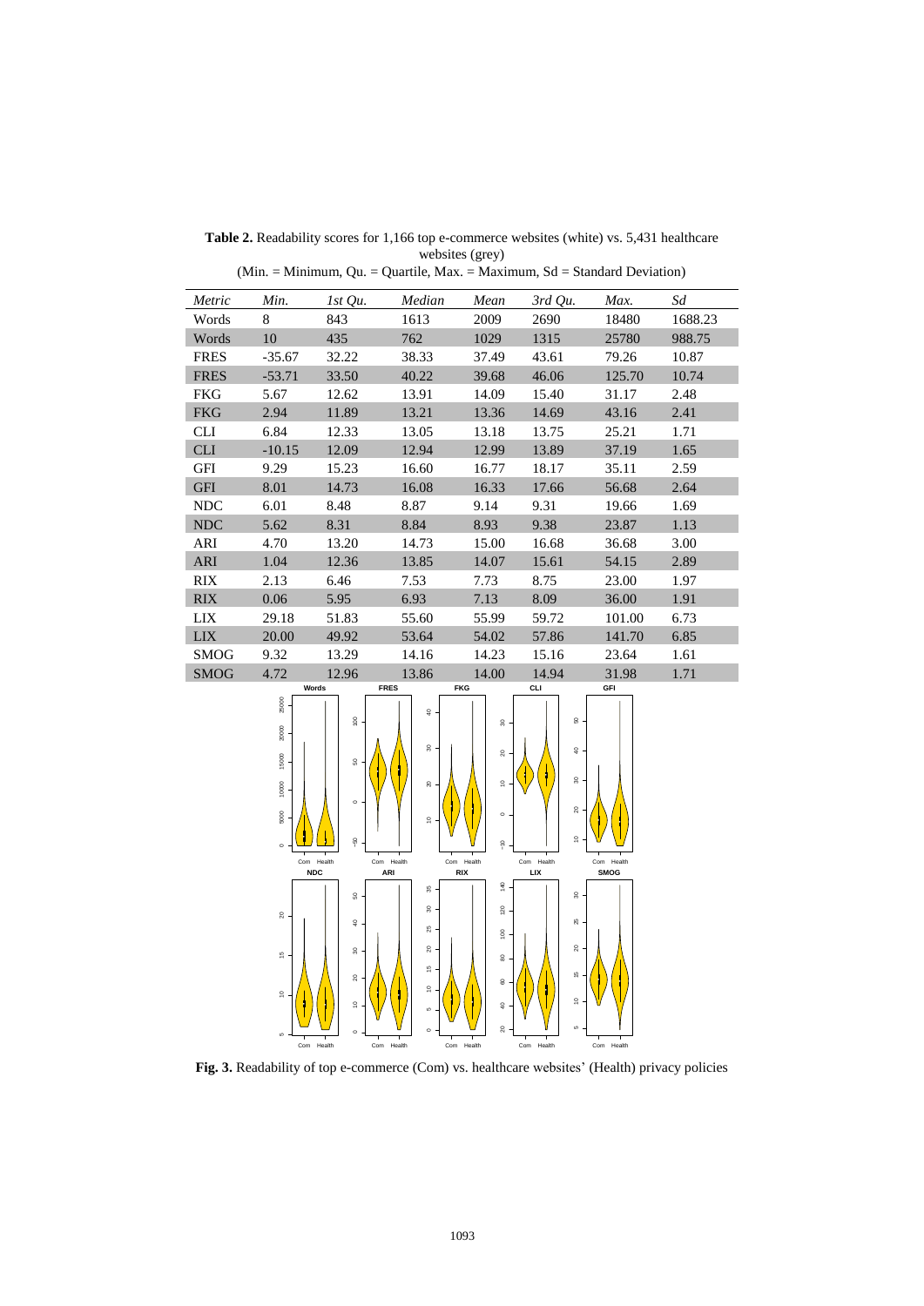**Table 2.** Readability scores for 1,166 top e-commerce websites (white) vs. 5,431 healthcare websites (grey)
(Min. = Minimum, Qu. = Quartile, Max. = Maximum, Sd = Standard Deviation)

| *Metric* | *Min.* | *1st Qu.* | *Median* | *Mean* | *3rd Qu.* | *Max.* | *Sd* |
|---|---|---|---|---|---|---|---|
| Words | 8 | 843 | 1613 | 2009 | 2690 | 18480 | 1688.23 |
| Words | 10 | 435 | 762 | 1029 | 1315 | 25780 | 988.75 |
| FRES | -35.67 | 32.22 | 38.33 | 37.49 | 43.61 | 79.26 | 10.87 |
| FRES | -53.71 | 33.50 | 40.22 | 39.68 | 46.06 | 125.70 | 10.74 |
| FKG | 5.67 | 12.62 | 13.91 | 14.09 | 15.40 | 31.17 | 2.48 |
| FKG | 2.94 | 11.89 | 13.21 | 13.36 | 14.69 | 43.16 | 2.41 |
| CLI | 6.84 | 12.33 | 13.05 | 13.18 | 13.75 | 25.21 | 1.71 |
| CLI | -10.15 | 12.09 | 12.94 | 12.99 | 13.89 | 37.19 | 1.65 |
| GFI | 9.29 | 15.23 | 16.60 | 16.77 | 18.17 | 35.11 | 2.59 |
| GFI | 8.01 | 14.73 | 16.08 | 16.33 | 17.66 | 56.68 | 2.64 |
| NDC | 6.01 | 8.48 | 8.87 | 9.14 | 9.31 | 19.66 | 1.69 |
| NDC | 5.62 | 8.31 | 8.84 | 8.93 | 9.38 | 23.87 | 1.13 |
| ARI | 4.70 | 13.20 | 14.73 | 15.00 | 16.68 | 36.68 | 3.00 |
| ARI | 1.04 | 12.36 | 13.85 | 14.07 | 15.61 | 54.15 | 2.89 |
| RIX | 2.13 | 6.46 | 7.53 | 7.73 | 8.75 | 23.00 | 1.97 |
| RIX | 0.06 | 5.95 | 6.93 | 7.13 | 8.09 | 36.00 | 1.91 |
| LIX | 29.18 | 51.83 | 55.60 | 55.99 | 59.72 | 101.00 | 6.73 |
| LIX | 20.00 | 49.92 | 53.64 | 54.02 | 57.86 | 141.70 | 6.85 |
| SMOG | 9.32 | 13.29 | 14.16 | 14.23 | 15.16 | 23.64 | 1.61 |
| SMOG | 4.72 | 12.96 | 13.86 | 14.00 | 14.94 | 31.98 | 1.71 |

**Fig. 3.** Readability of top e-commerce (Com) vs. healthcare websites' (Health) privacy policies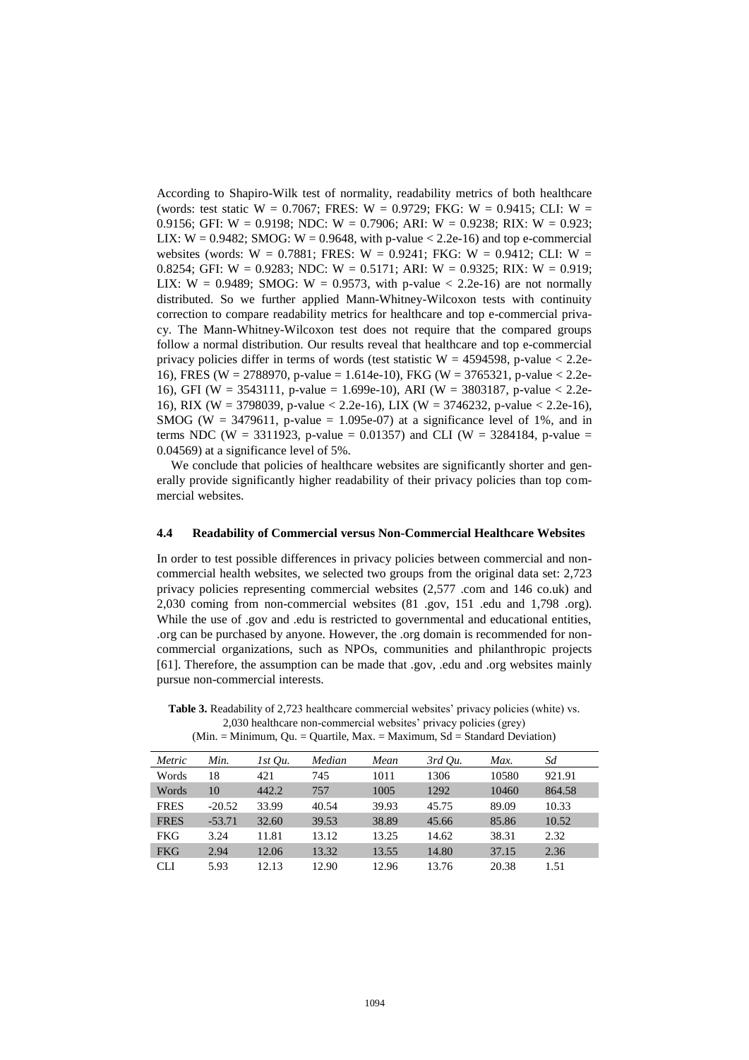According to Shapiro-Wilk test of normality, readability metrics of both healthcare (words: test static W = 0.7067; FRES: W = 0.9729; FKG: W = 0.9415; CLI: W = 0.9156; GFI: W = 0.9198; NDC: W = 0.7906; ARI: W = 0.9238; RIX: W = 0.923; LIX: W = 0.9482; SMOG: W = 0.9648, with p-value < 2.2e-16) and top e-commercial websites (words: W = 0.7881; FRES: W = 0.9241; FKG: W = 0.9412; CLI: W = 0.8254; GFI: W = 0.9283; NDC: W = 0.5171; ARI: W = 0.9325; RIX: W = 0.919; LIX: W = 0.9489; SMOG: W = 0.9573, with p-value < 2.2e-16) are not normally distributed. So we further applied Mann-Whitney-Wilcoxon tests with continuity correction to compare readability metrics for healthcare and top e-commercial privacy. The Mann-Whitney-Wilcoxon test does not require that the compared groups follow a normal distribution. Our results reveal that healthcare and top e-commercial privacy policies differ in terms of words (test statistic W = 4594598, p-value < 2.2e-16), FRES (W = 2788970, p-value = 1.614e-10), FKG (W = 3765321, p-value < 2.2e-16), GFI (W = 3543111, p-value = 1.699e-10), ARI (W = 3803187, p-value < 2.2e-16), RIX (W = 3798039, p-value < 2.2e-16), LIX (W = 3746232, p-value < 2.2e-16), SMOG (W = 3479611, p-value = 1.095e-07) at a significance level of 1%, and in terms NDC (W = 3311923, p-value = 0.01357) and CLI (W = 3284184, p-value = 0.04569) at a significance level of 5%.

We conclude that policies of healthcare websites are significantly shorter and generally provide significantly higher readability of their privacy policies than top commercial websites.

### 4.4 Readability of Commercial versus Non-Commercial Healthcare Websites

In order to test possible differences in privacy policies between commercial and non-commercial health websites, we selected two groups from the original data set: 2,723 privacy policies representing commercial websites (2,577 .com and 146 co.uk) and 2,030 coming from non-commercial websites (81 .gov, 151 .edu and 1,798 .org). While the use of .gov and .edu is restricted to governmental and educational entities, .org can be purchased by anyone. However, the .org domain is recommended for non-commercial organizations, such as NPOs, communities and philanthropic projects [61]. Therefore, the assumption can be made that .gov, .edu and .org websites mainly pursue non-commercial interests.

**Table 3.** Readability of 2,723 healthcare commercial websites' privacy policies (white) vs. 2,030 healthcare non-commercial websites' privacy policies (grey)
(Min. = Minimum, Qu. = Quartile, Max. = Maximum, Sd = Standard Deviation)

| *Metric* | *Min.* | *1st Qu.* | *Median* | *Mean* | *3rd Qu.* | *Max.* | *Sd* |
|---|---|---|---|---|---|---|---|
| Words | 18 | 421 | 745 | 1011 | 1306 | 10580 | 921.91 |
| Words | 10 | 442.2 | 757 | 1005 | 1292 | 10460 | 864.58 |
| FRES | -20.52 | 33.99 | 40.54 | 39.93 | 45.75 | 89.09 | 10.33 |
| FRES | -53.71 | 32.60 | 39.53 | 38.89 | 45.66 | 85.86 | 10.52 |
| FKG | 3.24 | 11.81 | 13.12 | 13.25 | 14.62 | 38.31 | 2.32 |
| FKG | 2.94 | 12.06 | 13.32 | 13.55 | 14.80 | 37.15 | 2.36 |
| CLI | 5.93 | 12.13 | 12.90 | 12.96 | 13.76 | 20.38 | 1.51 |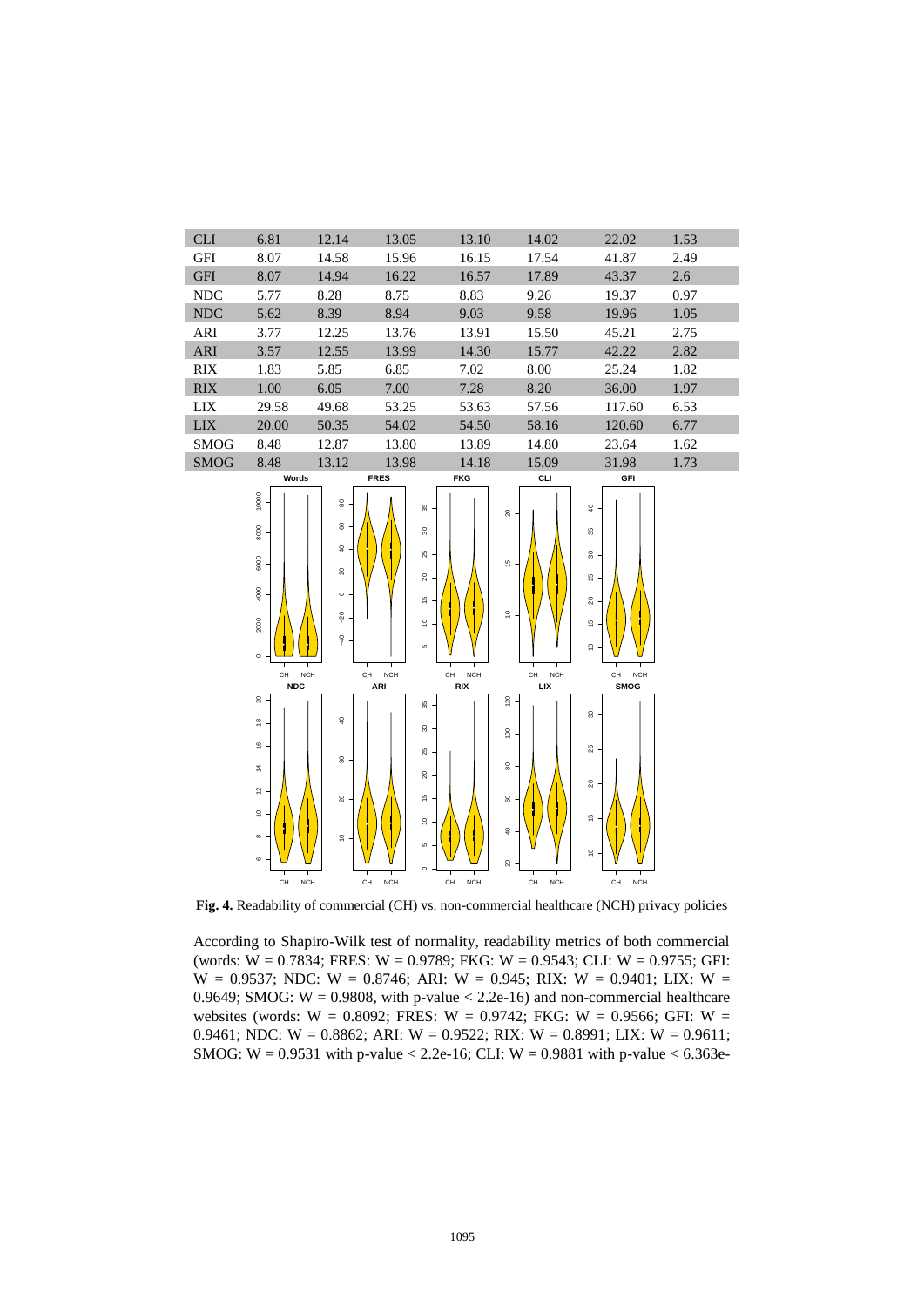| | | | | | | | |
|---|---|---|---|---|---|---|---|
| CLI | 6.81 | 12.14 | 13.05 | 13.10 | 14.02 | 22.02 | 1.53 |
| GFI | 8.07 | 14.58 | 15.96 | 16.15 | 17.54 | 41.87 | 2.49 |
| GFI | 8.07 | 14.94 | 16.22 | 16.57 | 17.89 | 43.37 | 2.6 |
| NDC | 5.77 | 8.28 | 8.75 | 8.83 | 9.26 | 19.37 | 0.97 |
| NDC | 5.62 | 8.39 | 8.94 | 9.03 | 9.58 | 19.96 | 1.05 |
| ARI | 3.77 | 12.25 | 13.76 | 13.91 | 15.50 | 45.21 | 2.75 |
| ARI | 3.57 | 12.55 | 13.99 | 14.30 | 15.77 | 42.22 | 2.82 |
| RIX | 1.83 | 5.85 | 6.85 | 7.02 | 8.00 | 25.24 | 1.82 |
| RIX | 1.00 | 6.05 | 7.00 | 7.28 | 8.20 | 36.00 | 1.97 |
| LIX | 29.58 | 49.68 | 53.25 | 53.63 | 57.56 | 117.60 | 6.53 |
| LIX | 20.00 | 50.35 | 54.02 | 54.50 | 58.16 | 120.60 | 6.77 |
| SMOG | 8.48 | 12.87 | 13.80 | 13.89 | 14.80 | 23.64 | 1.62 |
| SMOG | 8.48 | 13.12 | 13.98 | 14.18 | 15.09 | 31.98 | 1.73 |

**Fig. 4.** Readability of commercial (CH) vs. non-commercial healthcare (NCH) privacy policies

According to Shapiro-Wilk test of normality, readability metrics of both commercial (words: W = 0.7834; FRES: W = 0.9789; FKG: W = 0.9543; CLI: W = 0.9755; GFI: W = 0.9537; NDC: W = 0.8746; ARI: W = 0.945; RIX: W = 0.9401; LIX: W = 0.9649; SMOG: W = 0.9808, with p-value < 2.2e-16) and non-commercial healthcare websites (words: W = 0.8092; FRES: W = 0.9742; FKG: W = 0.9566; GFI: W = 0.9461; NDC: W = 0.8862; ARI: W = 0.9522; RIX: W = 0.8991; LIX: W = 0.9611; SMOG: W = 0.9531 with p-value < 2.2e-16; CLI: W = 0.9881 with p-value < 6.363e-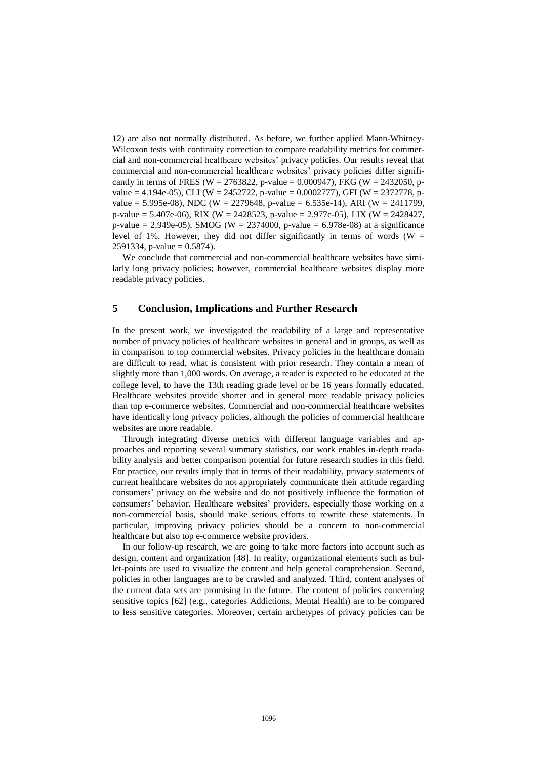12) are also not normally distributed. As before, we further applied Mann-Whitney-Wilcoxon tests with continuity correction to compare readability metrics for commercial and non-commercial healthcare websites' privacy policies. Our results reveal that commercial and non-commercial healthcare websites' privacy policies differ significantly in terms of FRES (W = 2763822, p-value = 0.000947), FKG (W = 2432050, p-value = 4.194e-05), CLI (W = 2452722, p-value = 0.0002777), GFI (W = 2372778, p-value = 5.995e-08), NDC (W = 2279648, p-value = 6.535e-14), ARI (W = 2411799, p-value = 5.407e-06), RIX (W = 2428523, p-value = 2.977e-05), LIX (W = 2428427, p-value = 2.949e-05), SMOG (W = 2374000, p-value = 6.978e-08) at a significance level of 1%. However, they did not differ significantly in terms of words (W = 2591334, p-value = 0.5874).

We conclude that commercial and non-commercial healthcare websites have similarly long privacy policies; however, commercial healthcare websites display more readable privacy policies.

## 5 Conclusion, Implications and Further Research

In the present work, we investigated the readability of a large and representative number of privacy policies of healthcare websites in general and in groups, as well as in comparison to top commercial websites. Privacy policies in the healthcare domain are difficult to read, what is consistent with prior research. They contain a mean of slightly more than 1,000 words. On average, a reader is expected to be educated at the college level, to have the 13th reading grade level or be 16 years formally educated. Healthcare websites provide shorter and in general more readable privacy policies than top e-commerce websites. Commercial and non-commercial healthcare websites have identically long privacy policies, although the policies of commercial healthcare websites are more readable.

Through integrating diverse metrics with different language variables and approaches and reporting several summary statistics, our work enables in-depth readability analysis and better comparison potential for future research studies in this field. For practice, our results imply that in terms of their readability, privacy statements of current healthcare websites do not appropriately communicate their attitude regarding consumers' privacy on the website and do not positively influence the formation of consumers' behavior. Healthcare websites' providers, especially those working on a non-commercial basis, should make serious efforts to rewrite these statements. In particular, improving privacy policies should be a concern to non-commercial healthcare but also top e-commerce website providers.

In our follow-up research, we are going to take more factors into account such as design, content and organization [48]. In reality, organizational elements such as bullet-points are used to visualize the content and help general comprehension. Second, policies in other languages are to be crawled and analyzed. Third, content analyses of the current data sets are promising in the future. The content of policies concerning sensitive topics [62] (e.g., categories Addictions, Mental Health) are to be compared to less sensitive categories. Moreover, certain archetypes of privacy policies can be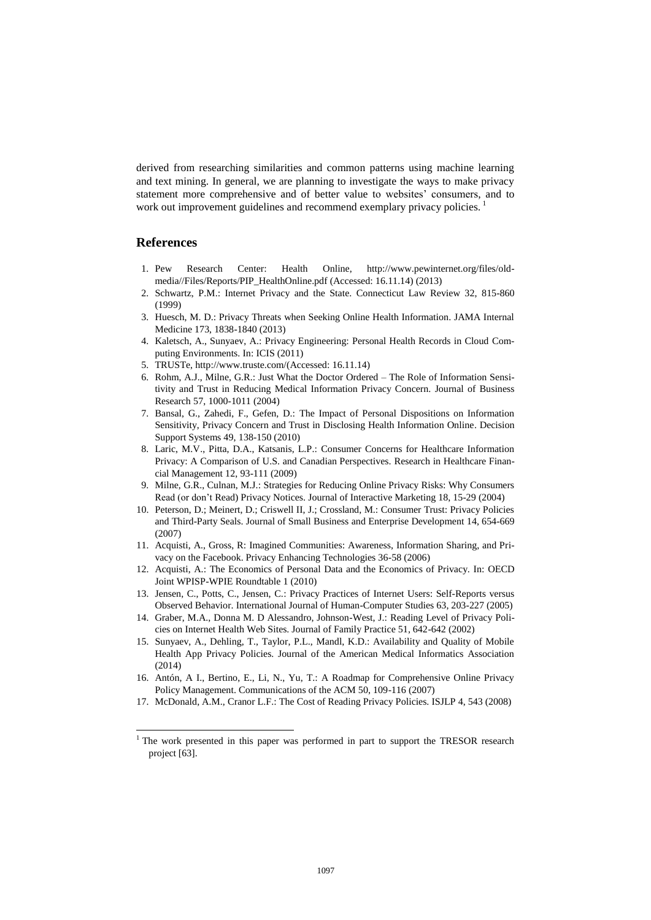derived from researching similarities and common patterns using machine learning and text mining. In general, we are planning to investigate the ways to make privacy statement more comprehensive and of better value to websites' consumers, and to work out improvement guidelines and recommend exemplary privacy policies. [1]

## References

1. Pew Research Center: Health Online, http://www.pewinternet.org/files/old-media//Files/Reports/PIP_HealthOnline.pdf (Accessed: 16.11.14) (2013)
2. Schwartz, P.M.: Internet Privacy and the State. Connecticut Law Review 32, 815-860 (1999)
3. Huesch, M. D.: Privacy Threats when Seeking Online Health Information. JAMA Internal Medicine 173, 1838-1840 (2013)
4. Kaletsch, A., Sunyaev, A.: Privacy Engineering: Personal Health Records in Cloud Computing Environments. In: ICIS (2011)
5. TRUSTe, http://www.truste.com/(Accessed: 16.11.14)
6. Rohm, A.J., Milne, G.R.: Just What the Doctor Ordered – The Role of Information Sensitivity and Trust in Reducing Medical Information Privacy Concern. Journal of Business Research 57, 1000-1011 (2004)
7. Bansal, G., Zahedi, F., Gefen, D.: The Impact of Personal Dispositions on Information Sensitivity, Privacy Concern and Trust in Disclosing Health Information Online. Decision Support Systems 49, 138-150 (2010)
8. Laric, M.V., Pitta, D.A., Katsanis, L.P.: Consumer Concerns for Healthcare Information Privacy: A Comparison of U.S. and Canadian Perspectives. Research in Healthcare Financial Management 12, 93-111 (2009)
9. Milne, G.R., Culnan, M.J.: Strategies for Reducing Online Privacy Risks: Why Consumers Read (or don't Read) Privacy Notices. Journal of Interactive Marketing 18, 15-29 (2004)
10. Peterson, D.; Meinert, D.; Criswell II, J.; Crossland, M.: Consumer Trust: Privacy Policies and Third-Party Seals. Journal of Small Business and Enterprise Development 14, 654-669 (2007)
11. Acquisti, A., Gross, R: Imagined Communities: Awareness, Information Sharing, and Privacy on the Facebook. Privacy Enhancing Technologies 36-58 (2006)
12. Acquisti, A.: The Economics of Personal Data and the Economics of Privacy. In: OECD Joint WPISP-WPIE Roundtable 1 (2010)
13. Jensen, C., Potts, C., Jensen, C.: Privacy Practices of Internet Users: Self-Reports versus Observed Behavior. International Journal of Human-Computer Studies 63, 203-227 (2005)
14. Graber, M.A., Donna M. D Alessandro, Johnson-West, J.: Reading Level of Privacy Policies on Internet Health Web Sites. Journal of Family Practice 51, 642-642 (2002)
15. Sunyaev, A., Dehling, T., Taylor, P.L., Mandl, K.D.: Availability and Quality of Mobile Health App Privacy Policies. Journal of the American Medical Informatics Association (2014)
16. Antón, A I., Bertino, E., Li, N., Yu, T.: A Roadmap for Comprehensive Online Privacy Policy Management. Communications of the ACM 50, 109-116 (2007)
17. McDonald, A.M., Cranor L.F.: The Cost of Reading Privacy Policies. ISJLP 4, 543 (2008)

[1] The work presented in this paper was performed in part to support the TRESOR research project [63].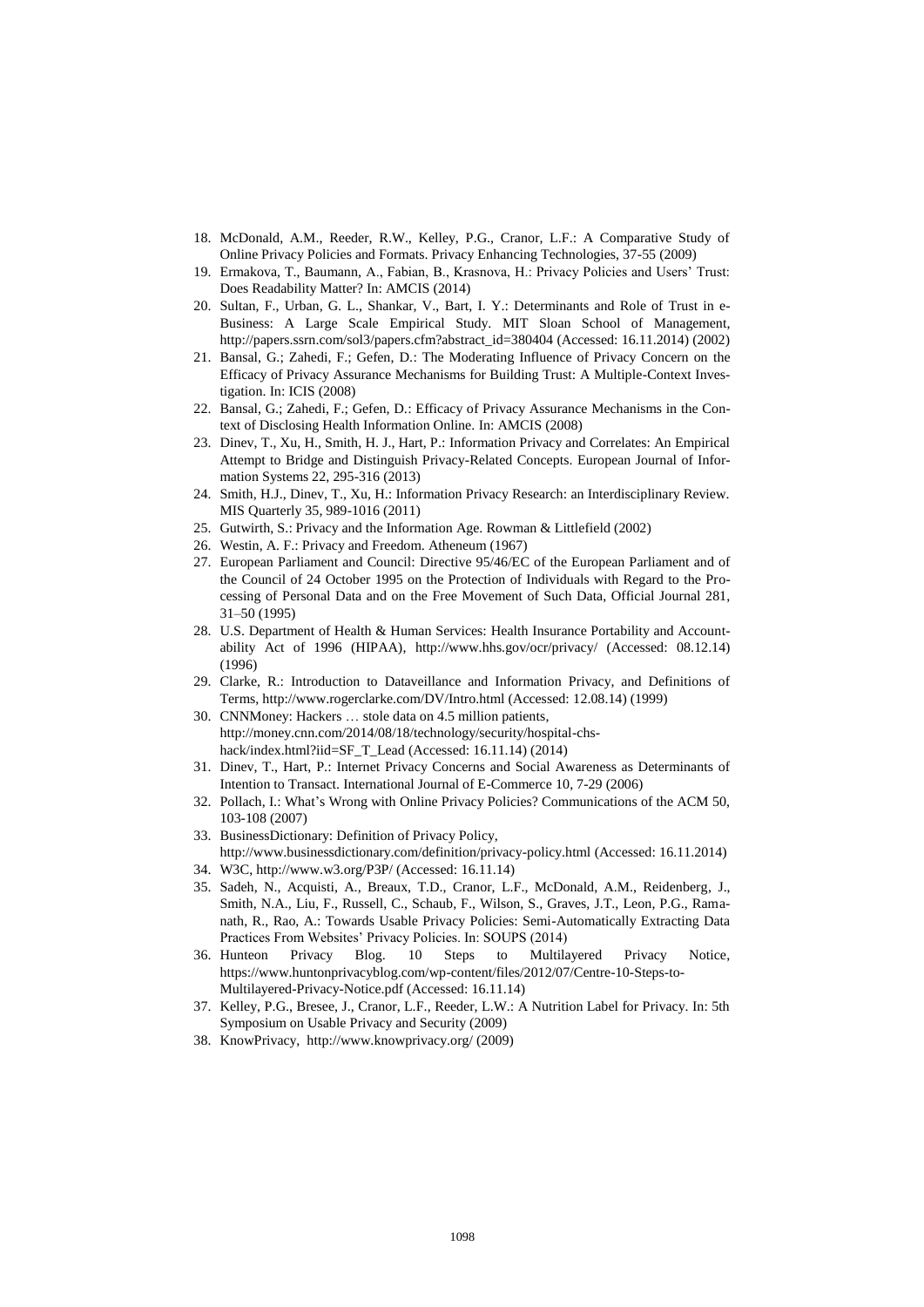18. McDonald, A.M., Reeder, R.W., Kelley, P.G., Cranor, L.F.: A Comparative Study of Online Privacy Policies and Formats. Privacy Enhancing Technologies, 37-55 (2009)
19. Ermakova, T., Baumann, A., Fabian, B., Krasnova, H.: Privacy Policies and Users' Trust: Does Readability Matter? In: AMCIS (2014)
20. Sultan, F., Urban, G. L., Shankar, V., Bart, I. Y.: Determinants and Role of Trust in e-Business: A Large Scale Empirical Study. MIT Sloan School of Management, http://papers.ssrn.com/sol3/papers.cfm?abstract_id=380404 (Accessed: 16.11.2014) (2002)
21. Bansal, G.; Zahedi, F.; Gefen, D.: The Moderating Influence of Privacy Concern on the Efficacy of Privacy Assurance Mechanisms for Building Trust: A Multiple-Context Investigation. In: ICIS (2008)
22. Bansal, G.; Zahedi, F.; Gefen, D.: Efficacy of Privacy Assurance Mechanisms in the Context of Disclosing Health Information Online. In: AMCIS (2008)
23. Dinev, T., Xu, H., Smith, H. J., Hart, P.: Information Privacy and Correlates: An Empirical Attempt to Bridge and Distinguish Privacy-Related Concepts. European Journal of Information Systems 22, 295-316 (2013)
24. Smith, H.J., Dinev, T., Xu, H.: Information Privacy Research: an Interdisciplinary Review. MIS Quarterly 35, 989-1016 (2011)
25. Gutwirth, S.: Privacy and the Information Age. Rowman & Littlefield (2002)
26. Westin, A. F.: Privacy and Freedom. Atheneum (1967)
27. European Parliament and Council: Directive 95/46/EC of the European Parliament and of the Council of 24 October 1995 on the Protection of Individuals with Regard to the Processing of Personal Data and on the Free Movement of Such Data, Official Journal 281, 31–50 (1995)
28. U.S. Department of Health & Human Services: Health Insurance Portability and Accountability Act of 1996 (HIPAA), http://www.hhs.gov/ocr/privacy/ (Accessed: 08.12.14) (1996)
29. Clarke, R.: Introduction to Dataveillance and Information Privacy, and Definitions of Terms, http://www.rogerclarke.com/DV/Intro.html (Accessed: 12.08.14) (1999)
30. CNNMoney: Hackers … stole data on 4.5 million patients, http://money.cnn.com/2014/08/18/technology/security/hospital-chs-hack/index.html?iid=SF_T_Lead (Accessed: 16.11.14) (2014)
31. Dinev, T., Hart, P.: Internet Privacy Concerns and Social Awareness as Determinants of Intention to Transact. International Journal of E-Commerce 10, 7-29 (2006)
32. Pollach, I.: What's Wrong with Online Privacy Policies? Communications of the ACM 50, 103-108 (2007)
33. BusinessDictionary: Definition of Privacy Policy, http://www.businessdictionary.com/definition/privacy-policy.html (Accessed: 16.11.2014)
34. W3C, http://www.w3.org/P3P/ (Accessed: 16.11.14)
35. Sadeh, N., Acquisti, A., Breaux, T.D., Cranor, L.F., McDonald, A.M., Reidenberg, J., Smith, N.A., Liu, F., Russell, C., Schaub, F., Wilson, S., Graves, J.T., Leon, P.G., Ramanath, R., Rao, A.: Towards Usable Privacy Policies: Semi-Automatically Extracting Data Practices From Websites' Privacy Policies. In: SOUPS (2014)
36. Hunteon Privacy Blog. 10 Steps to Multilayered Privacy Notice, https://www.huntonprivacyblog.com/wp-content/files/2012/07/Centre-10-Steps-to-Multilayered-Privacy-Notice.pdf (Accessed: 16.11.14)
37. Kelley, P.G., Bresee, J., Cranor, L.F., Reeder, L.W.: A Nutrition Label for Privacy. In: 5th Symposium on Usable Privacy and Security (2009)
38. KnowPrivacy, http://www.knowprivacy.org/ (2009)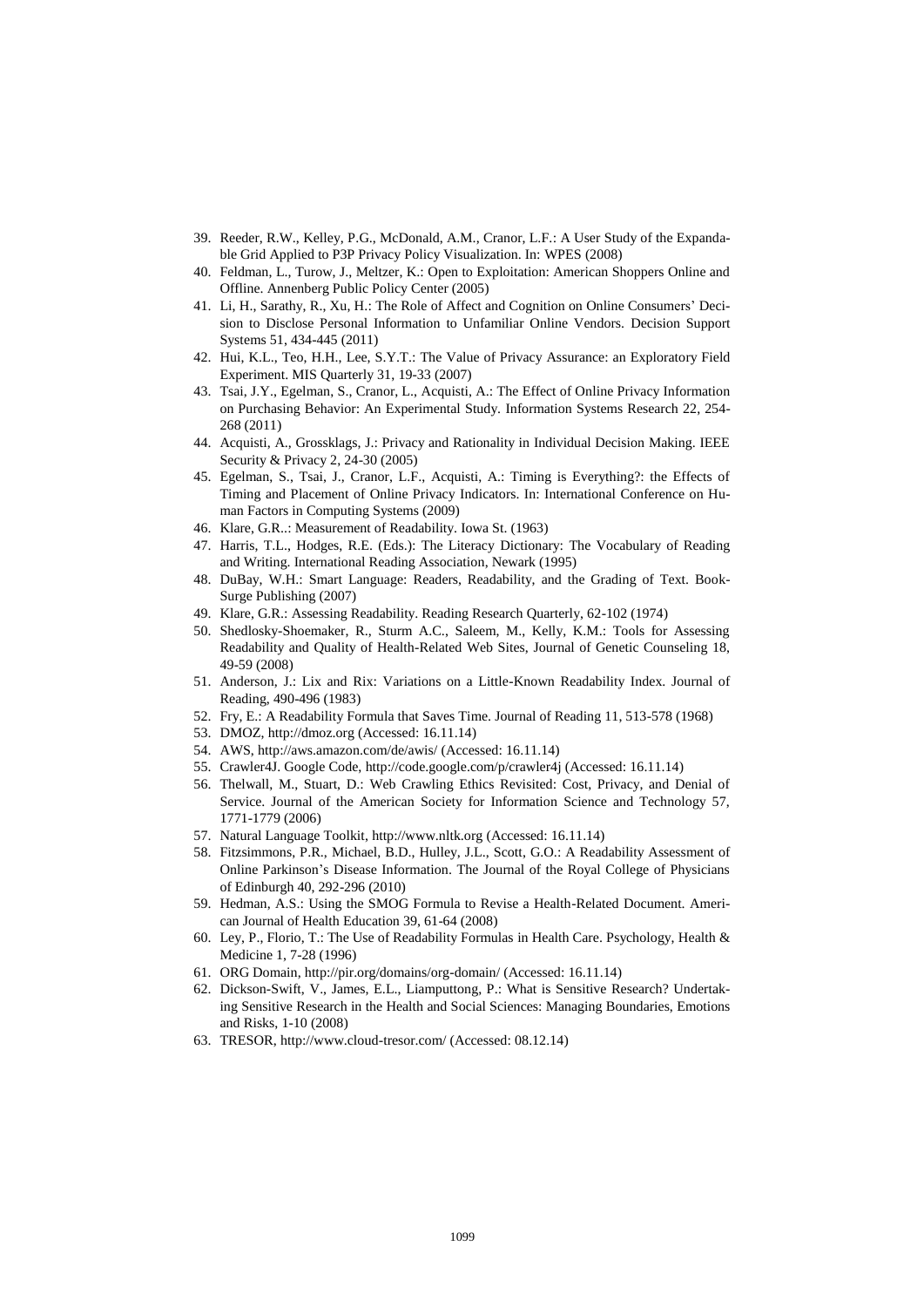39. Reeder, R.W., Kelley, P.G., McDonald, A.M., Cranor, L.F.: A User Study of the Expandable Grid Applied to P3P Privacy Policy Visualization. In: WPES (2008)
40. Feldman, L., Turow, J., Meltzer, K.: Open to Exploitation: American Shoppers Online and Offline. Annenberg Public Policy Center (2005)
41. Li, H., Sarathy, R., Xu, H.: The Role of Affect and Cognition on Online Consumers' Decision to Disclose Personal Information to Unfamiliar Online Vendors. Decision Support Systems 51, 434-445 (2011)
42. Hui, K.L., Teo, H.H., Lee, S.Y.T.: The Value of Privacy Assurance: an Exploratory Field Experiment. MIS Quarterly 31, 19-33 (2007)
43. Tsai, J.Y., Egelman, S., Cranor, L., Acquisti, A.: The Effect of Online Privacy Information on Purchasing Behavior: An Experimental Study. Information Systems Research 22, 254-268 (2011)
44. Acquisti, A., Grossklags, J.: Privacy and Rationality in Individual Decision Making. IEEE Security & Privacy 2, 24-30 (2005)
45. Egelman, S., Tsai, J., Cranor, L.F., Acquisti, A.: Timing is Everything?: the Effects of Timing and Placement of Online Privacy Indicators. In: International Conference on Human Factors in Computing Systems (2009)
46. Klare, G.R..: Measurement of Readability. Iowa St. (1963)
47. Harris, T.L., Hodges, R.E. (Eds.): The Literacy Dictionary: The Vocabulary of Reading and Writing. International Reading Association, Newark (1995)
48. DuBay, W.H.: Smart Language: Readers, Readability, and the Grading of Text. Book-Surge Publishing (2007)
49. Klare, G.R.: Assessing Readability. Reading Research Quarterly, 62-102 (1974)
50. Shedlosky-Shoemaker, R., Sturm A.C., Saleem, M., Kelly, K.M.: Tools for Assessing Readability and Quality of Health-Related Web Sites, Journal of Genetic Counseling 18, 49-59 (2008)
51. Anderson, J.: Lix and Rix: Variations on a Little-Known Readability Index. Journal of Reading, 490-496 (1983)
52. Fry, E.: A Readability Formula that Saves Time. Journal of Reading 11, 513-578 (1968)
53. DMOZ, http://dmoz.org (Accessed: 16.11.14)
54. AWS, http://aws.amazon.com/de/awis/ (Accessed: 16.11.14)
55. Crawler4J. Google Code, http://code.google.com/p/crawler4j (Accessed: 16.11.14)
56. Thelwall, M., Stuart, D.: Web Crawling Ethics Revisited: Cost, Privacy, and Denial of Service. Journal of the American Society for Information Science and Technology 57, 1771-1779 (2006)
57. Natural Language Toolkit, http://www.nltk.org (Accessed: 16.11.14)
58. Fitzsimmons, P.R., Michael, B.D., Hulley, J.L., Scott, G.O.: A Readability Assessment of Online Parkinson's Disease Information. The Journal of the Royal College of Physicians of Edinburgh 40, 292-296 (2010)
59. Hedman, A.S.: Using the SMOG Formula to Revise a Health-Related Document. American Journal of Health Education 39, 61-64 (2008)
60. Ley, P., Florio, T.: The Use of Readability Formulas in Health Care. Psychology, Health & Medicine 1, 7-28 (1996)
61. ORG Domain, http://pir.org/domains/org-domain/ (Accessed: 16.11.14)
62. Dickson-Swift, V., James, E.L., Liamputtong, P.: What is Sensitive Research? Undertaking Sensitive Research in the Health and Social Sciences: Managing Boundaries, Emotions and Risks, 1-10 (2008)
63. TRESOR, http://www.cloud-tresor.com/ (Accessed: 08.12.14)